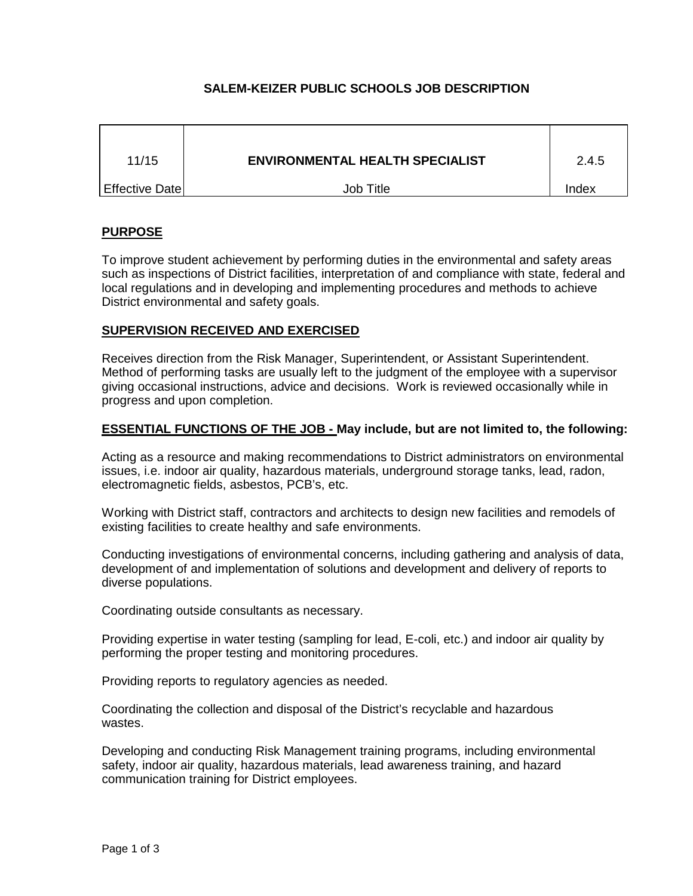# SALEM-KEIZER PUBLIC SCHOOLS JOB DESCRIPTION

| 11/15 | ENVIRONMENTAL HEALTH SPECIALIST | 2.4.5 |
|---|---|---|
| Effective Date | Job Title | Index |

## PURPOSE

To improve student achievement by performing duties in the environmental and safety areas such as inspections of District facilities, interpretation of and compliance with state, federal and local regulations and in developing and implementing procedures and methods to achieve District environmental and safety goals.

## SUPERVISION RECEIVED AND EXERCISED

Receives direction from the Risk Manager, Superintendent, or Assistant Superintendent. Method of performing tasks are usually left to the judgment of the employee with a supervisor giving occasional instructions, advice and decisions. Work is reviewed occasionally while in progress and upon completion.

## ESSENTIAL FUNCTIONS OF THE JOB - May include, but are not limited to, the following:

Acting as a resource and making recommendations to District administrators on environmental issues, i.e. indoor air quality, hazardous materials, underground storage tanks, lead, radon, electromagnetic fields, asbestos, PCB's, etc.

Working with District staff, contractors and architects to design new facilities and remodels of existing facilities to create healthy and safe environments.

Conducting investigations of environmental concerns, including gathering and analysis of data, development of and implementation of solutions and development and delivery of reports to diverse populations.

Coordinating outside consultants as necessary.

Providing expertise in water testing (sampling for lead, E-coli, etc.) and indoor air quality by performing the proper testing and monitoring procedures.

Providing reports to regulatory agencies as needed.

Coordinating the collection and disposal of the District's recyclable and hazardous wastes.

Developing and conducting Risk Management training programs, including environmental safety, indoor air quality, hazardous materials, lead awareness training, and hazard communication training for District employees.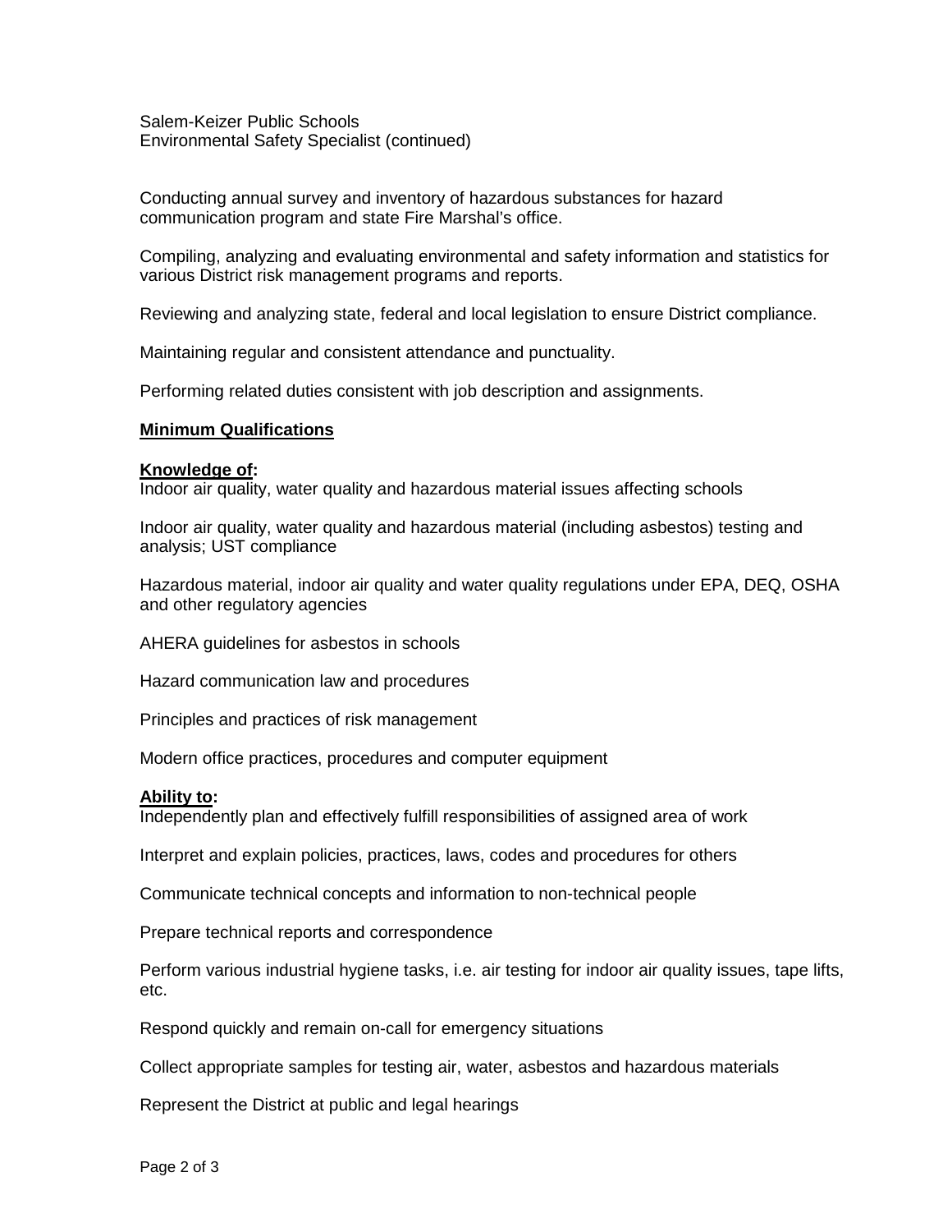Conducting annual survey and inventory of hazardous substances for hazard communication program and state Fire Marshal's office.

Compiling, analyzing and evaluating environmental and safety information and statistics for various District risk management programs and reports.

Reviewing and analyzing state, federal and local legislation to ensure District compliance.

Maintaining regular and consistent attendance and punctuality.

Performing related duties consistent with job description and assignments.

## Minimum Qualifications

**Knowledge of:**

Indoor air quality, water quality and hazardous material issues affecting schools

Indoor air quality, water quality and hazardous material (including asbestos) testing and analysis; UST compliance

Hazardous material, indoor air quality and water quality regulations under EPA, DEQ, OSHA and other regulatory agencies

AHERA guidelines for asbestos in schools

Hazard communication law and procedures

Principles and practices of risk management

Modern office practices, procedures and computer equipment

**Ability to:**

Independently plan and effectively fulfill responsibilities of assigned area of work

Interpret and explain policies, practices, laws, codes and procedures for others

Communicate technical concepts and information to non-technical people

Prepare technical reports and correspondence

Perform various industrial hygiene tasks, i.e. air testing for indoor air quality issues, tape lifts, etc.

Respond quickly and remain on-call for emergency situations

Collect appropriate samples for testing air, water, asbestos and hazardous materials

Represent the District at public and legal hearings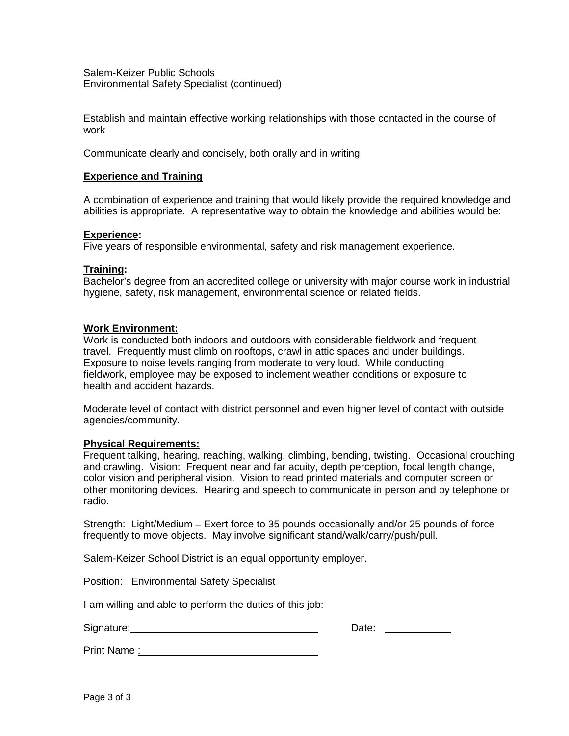Establish and maintain effective working relationships with those contacted in the course of work

Communicate clearly and concisely, both orally and in writing

**Experience and Training**

A combination of experience and training that would likely provide the required knowledge and abilities is appropriate. A representative way to obtain the knowledge and abilities would be:

**Experience:**
Five years of responsible environmental, safety and risk management experience.

**Training:**
Bachelor's degree from an accredited college or university with major course work in industrial hygiene, safety, risk management, environmental science or related fields.

**Work Environment:**
Work is conducted both indoors and outdoors with considerable fieldwork and frequent travel. Frequently must climb on rooftops, crawl in attic spaces and under buildings. Exposure to noise levels ranging from moderate to very loud. While conducting fieldwork, employee may be exposed to inclement weather conditions or exposure to health and accident hazards.

Moderate level of contact with district personnel and even higher level of contact with outside agencies/community.

**Physical Requirements:**
Frequent talking, hearing, reaching, walking, climbing, bending, twisting. Occasional crouching and crawling. Vision: Frequent near and far acuity, depth perception, focal length change, color vision and peripheral vision. Vision to read printed materials and computer screen or other monitoring devices. Hearing and speech to communicate in person and by telephone or radio.

Strength: Light/Medium – Exert force to 35 pounds occasionally and/or 25 pounds of force frequently to move objects. May involve significant stand/walk/carry/push/pull.

Salem-Keizer School District is an equal opportunity employer.

Position: Environmental Safety Specialist

I am willing and able to perform the duties of this job:

Signature:________________________________ Date: ____________

Print Name :______________________________